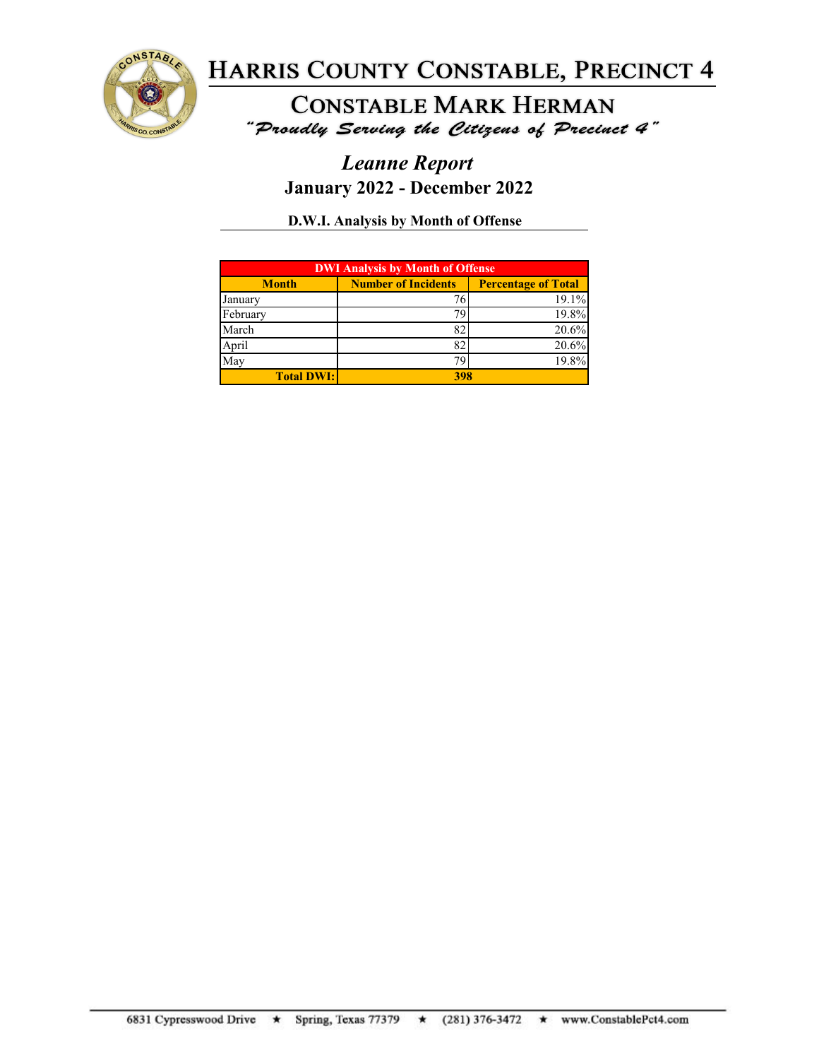# Harris County Constable, Precinct 4

## Constable Mark Herman

*"Proudly Serving the Citizens of Precinct 4"*

## *Leanne Report*

### January 2022 - December 2022

**D.W.I. Analysis by Month of Offense**

| DWI Analysis by Month of Offense | | |
|---|---|---|
| **Month** | **Number of Incidents** | **Percentage of Total** |
| January | 76 | 19.1% |
| February | 79 | 19.8% |
| March | 82 | 20.6% |
| April | 82 | 20.6% |
| May | 79 | 19.8% |
| **Total DWI:** | **398** | |

6831 Cypresswood Drive ★ Spring, Texas 77379 ★ (281) 376-3472 ★ www.ConstablePct4.com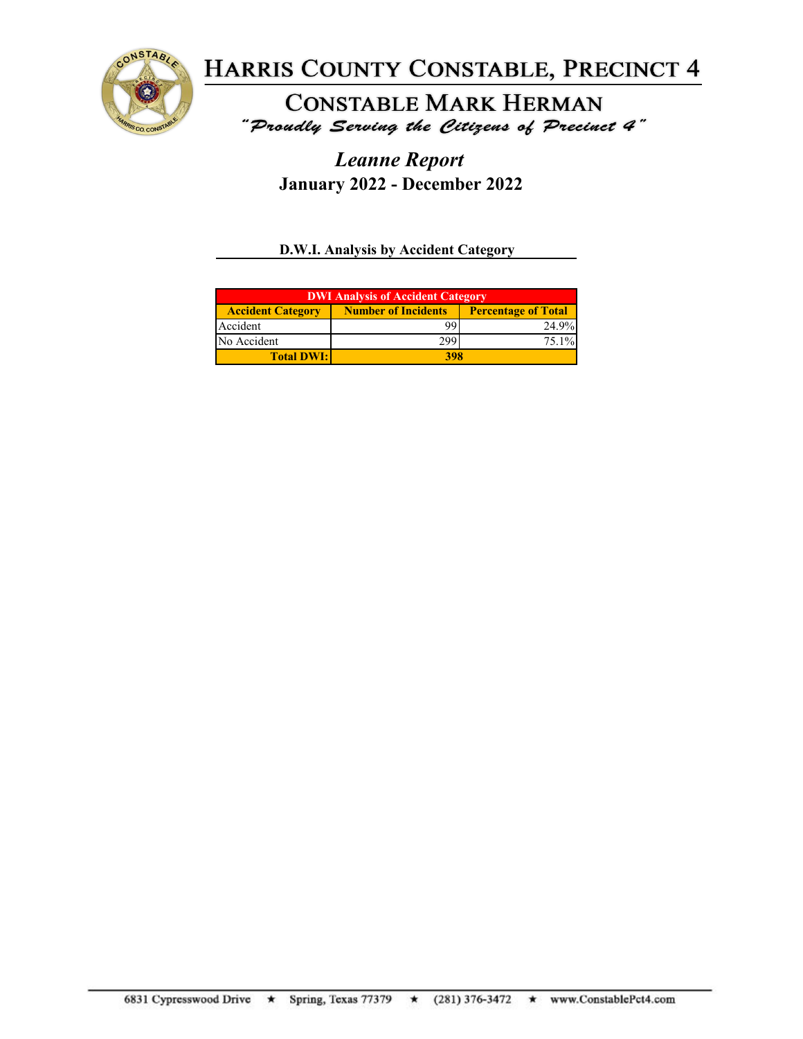# Harris County Constable, Precinct 4

## Constable Mark Herman

*"Proudly Serving the Citizens of Precinct 4"*

## *Leanne Report*

**January 2022 - December 2022**

### D.W.I. Analysis by Accident Category

| DWI Analysis of Accident Category | | |
|---|---|---|
| **Accident Category** | **Number of Incidents** | **Percentage of Total** |
| Accident | 99 | 24.9% |
| No Accident | 299 | 75.1% |
| **Total DWI:** | **398** | |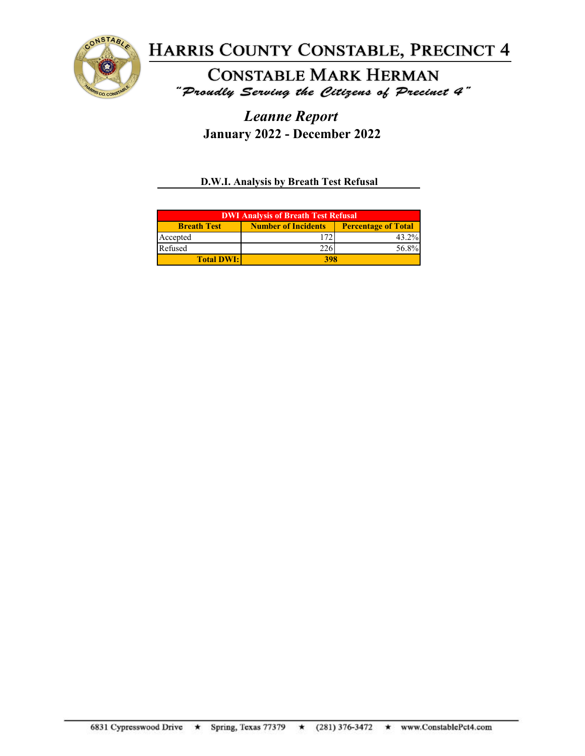# Harris County Constable, Precinct 4

## Constable Mark Herman

*"Proudly Serving the Citizens of Precinct 4"*

## *Leanne Report*

**January 2022 - December 2022**

### D.W.I. Analysis by Breath Test Refusal

| DWI Analysis of Breath Test Refusal | | |
|---|---|---|
| **Breath Test** | **Number of Incidents** | **Percentage of Total** |
| Accepted | 172 | 43.2% |
| Refused | 226 | 56.8% |
| **Total DWI:** | **398** | |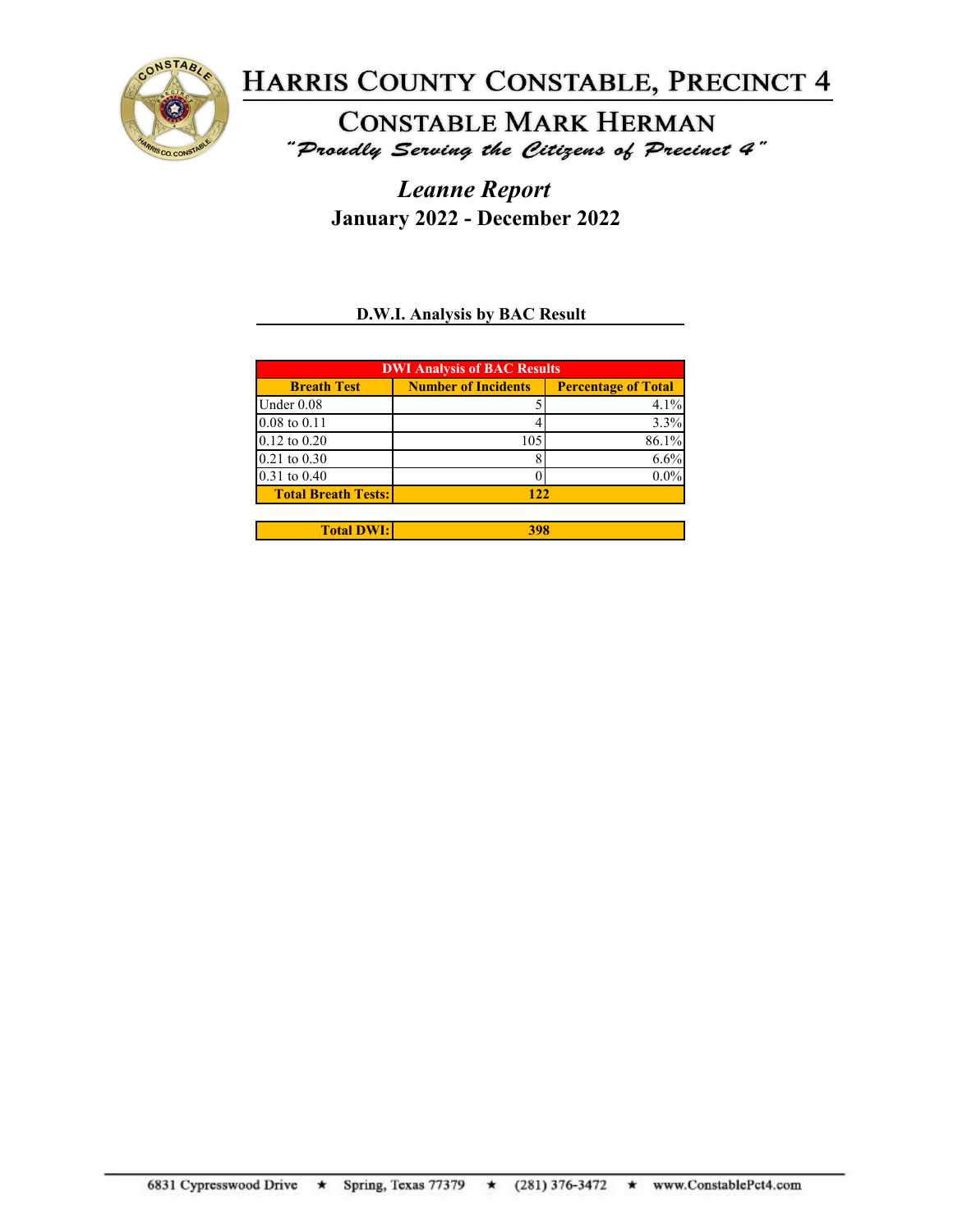# Harris County Constable, Precinct 4

## Constable Mark Herman

*"Proudly Serving the Citizens of Precinct 4"*

## *Leanne Report*

**January 2022 - December 2022**

### D.W.I. Analysis by BAC Result

| DWI Analysis of BAC Results | | |
|---|---|---|
| **Breath Test** | **Number of Incidents** | **Percentage of Total** |
| Under 0.08 | 5 | 4.1% |
| 0.08 to 0.11 | 4 | 3.3% |
| 0.12 to 0.20 | 105 | 86.1% |
| 0.21 to 0.30 | 8 | 6.6% |
| 0.31 to 0.40 | 0 | 0.0% |
| **Total Breath Tests:** | **122** | |

| | |
|---|---|
| **Total DWI:** | **398** |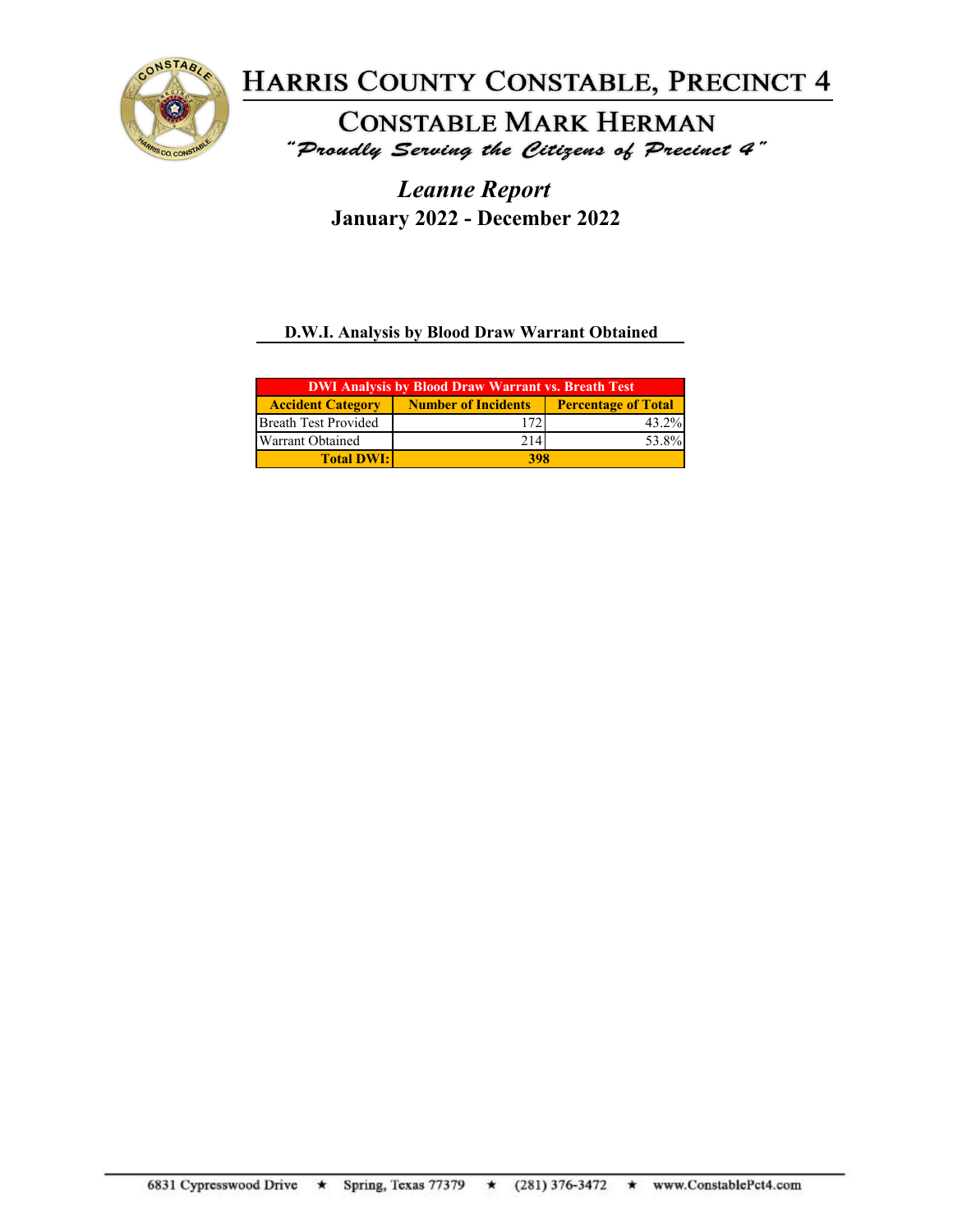# Harris County Constable, Precinct 4

## Constable Mark Herman

*"Proudly Serving the Citizens of Precinct 4"*

## *Leanne Report*

### January 2022 - December 2022

**D.W.I. Analysis by Blood Draw Warrant Obtained**

| DWI Analysis by Blood Draw Warrant vs. Breath Test | | |
|---|---|---|
| **Accident Category** | **Number of Incidents** | **Percentage of Total** |
| Breath Test Provided | 172 | 43.2% |
| Warrant Obtained | 214 | 53.8% |
| **Total DWI:** | **398** | |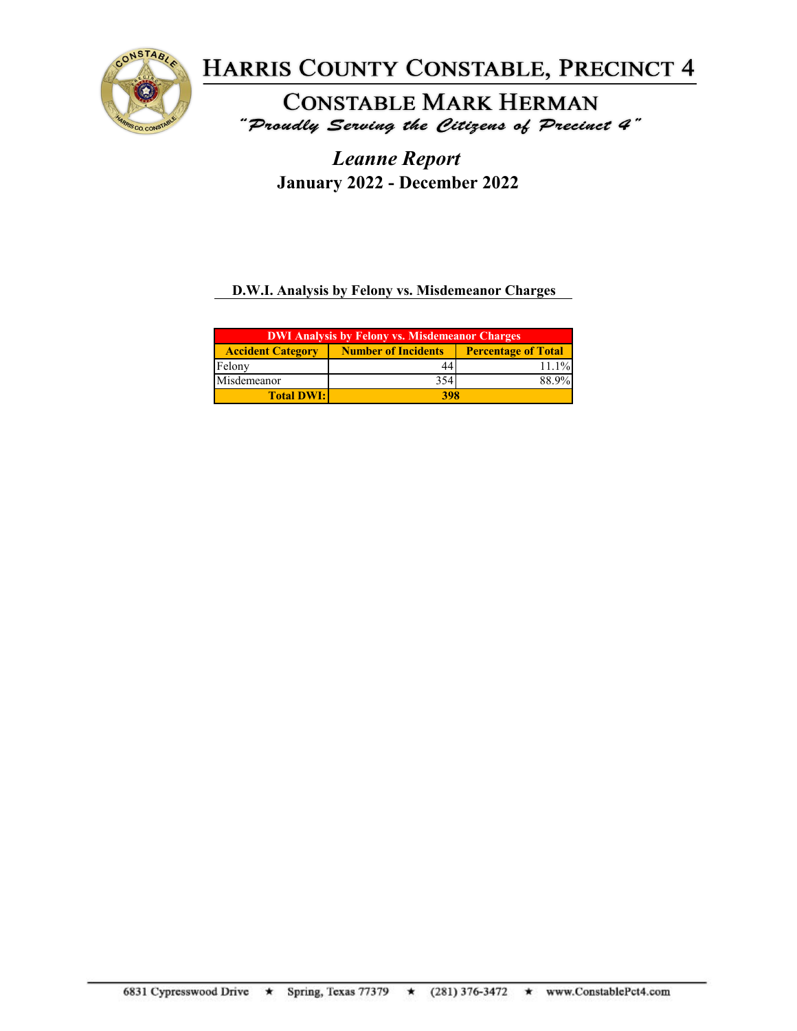# Harris County Constable, Precinct 4

## Constable Mark Herman

*"Proudly Serving the Citizens of Precinct 4"*

## *Leanne Report*

**January 2022 - December 2022**

### D.W.I. Analysis by Felony vs. Misdemeanor Charges

| DWI Analysis by Felony vs. Misdemeanor Charges | | |
|---|---|---|
| **Accident Category** | **Number of Incidents** | **Percentage of Total** |
| Felony | 44 | 11.1% |
| Misdemeanor | 354 | 88.9% |
| **Total DWI:** | **398** | |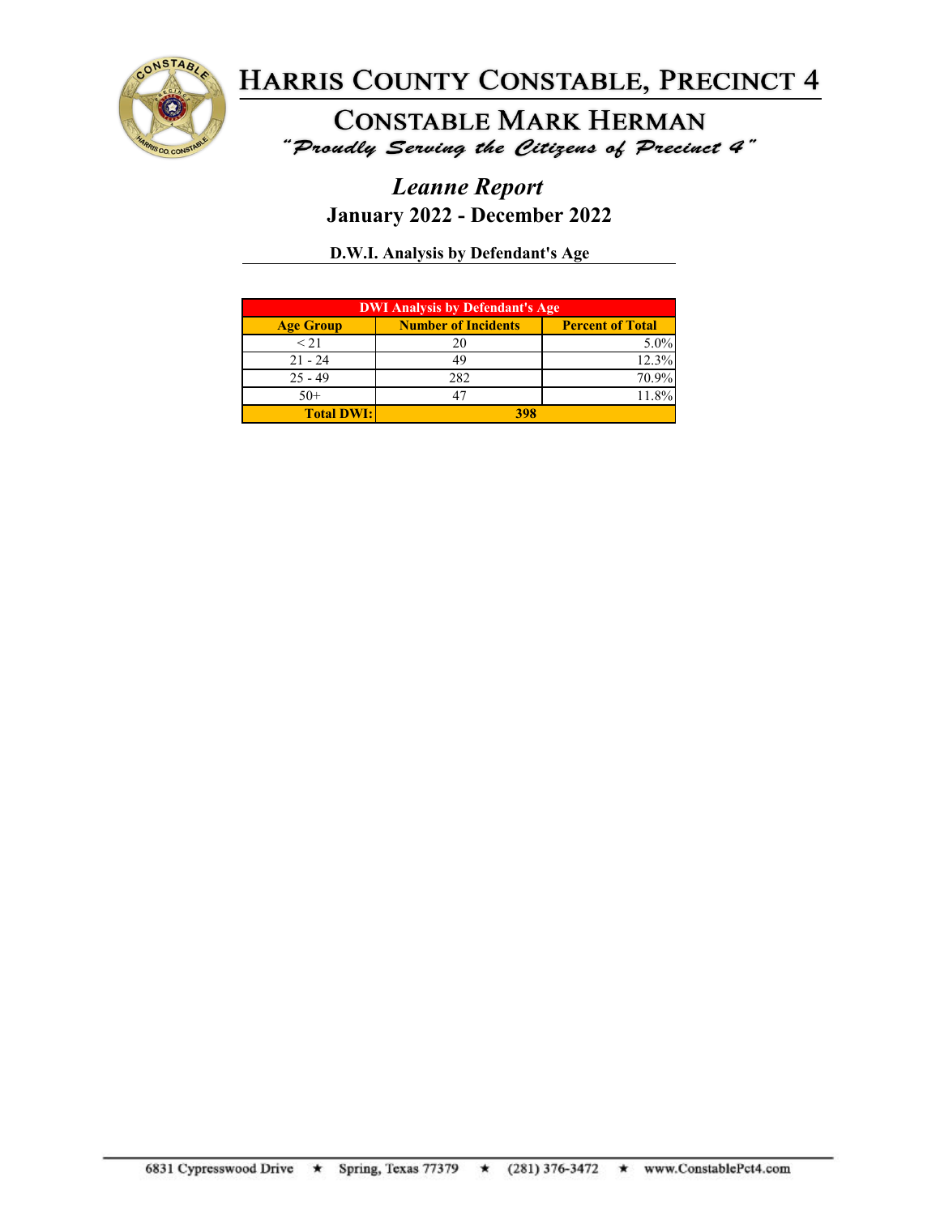# Harris County Constable, Precinct 4

## Constable Mark Herman

*"Proudly Serving the Citizens of Precinct 4"*

## *Leanne Report*

### January 2022 - December 2022

**D.W.I. Analysis by Defendant's Age**

| DWI Analysis by Defendant's Age | | |
|---|---|---|
| **Age Group** | **Number of Incidents** | **Percent of Total** |
| < 21 | 20 | 5.0% |
| 21 - 24 | 49 | 12.3% |
| 25 - 49 | 282 | 70.9% |
| 50+ | 47 | 11.8% |
| **Total DWI:** | **398** | |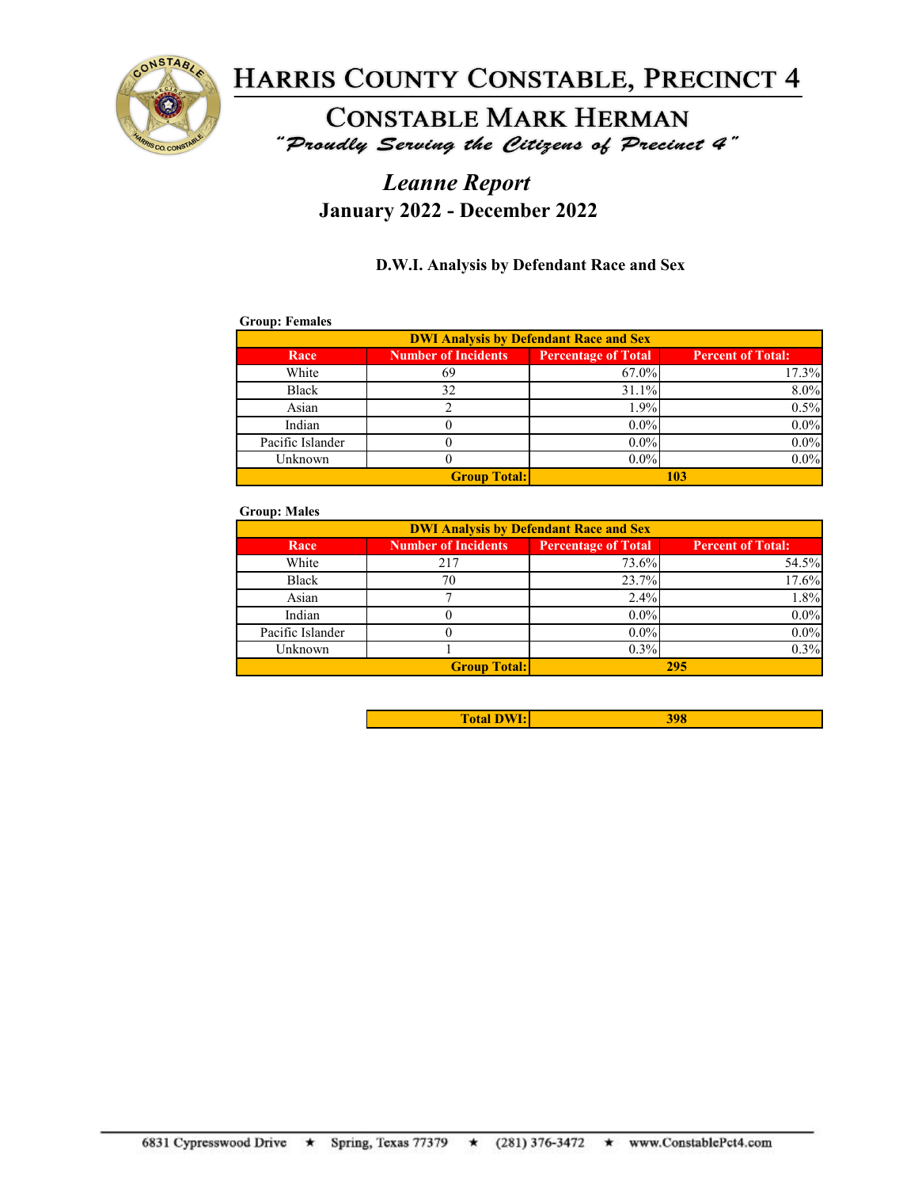# Harris County Constable, Precinct 4

## Constable Mark Herman

*"Proudly Serving the Citizens of Precinct 4"*

## *Leanne Report*

## January 2022 - December 2022

### D.W.I. Analysis by Defendant Race and Sex

**Group: Females**

| DWI Analysis by Defendant Race and Sex | | | |
|---|---|---|---|
| **Race** | **Number of Incidents** | **Percentage of Total** | **Percent of Total:** |
| White | 69 | 67.0% | 17.3% |
| Black | 32 | 31.1% | 8.0% |
| Asian | 2 | 1.9% | 0.5% |
| Indian | 0 | 0.0% | 0.0% |
| Pacific Islander | 0 | 0.0% | 0.0% |
| Unknown | 0 | 0.0% | 0.0% |
| **Group Total:** | | **103** | |

**Group: Males**

| DWI Analysis by Defendant Race and Sex | | | |
|---|---|---|---|
| **Race** | **Number of Incidents** | **Percentage of Total** | **Percent of Total:** |
| White | 217 | 73.6% | 54.5% |
| Black | 70 | 23.7% | 17.6% |
| Asian | 7 | 2.4% | 1.8% |
| Indian | 0 | 0.0% | 0.0% |
| Pacific Islander | 0 | 0.0% | 0.0% |
| Unknown | 1 | 0.3% | 0.3% |
| **Group Total:** | | **295** | |

| **Total DWI:** | **398** |
|---|---|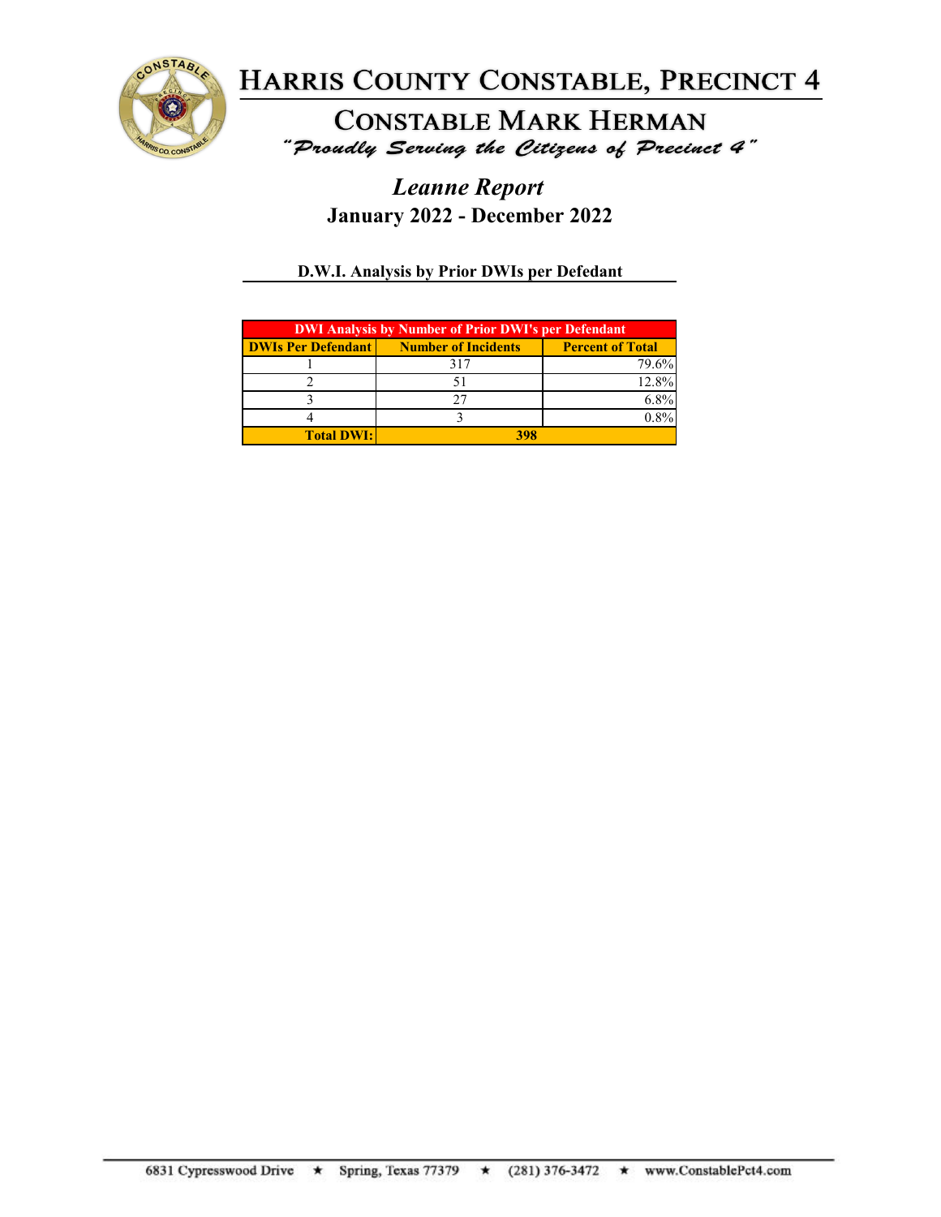# Harris County Constable, Precinct 4

## Constable Mark Herman

*"Proudly Serving the Citizens of Precinct 4"*

## *Leanne Report*

**January 2022 - December 2022**

**D.W.I. Analysis by Prior DWIs per Defedant**

| DWI Analysis by Number of Prior DWI's per Defendant | | |
|---|---|---|
| **DWIs Per Defendant** | **Number of Incidents** | **Percent of Total** |
| 1 | 317 | 79.6% |
| 2 | 51 | 12.8% |
| 3 | 27 | 6.8% |
| 4 | 3 | 0.8% |
| **Total DWI:** | **398** | |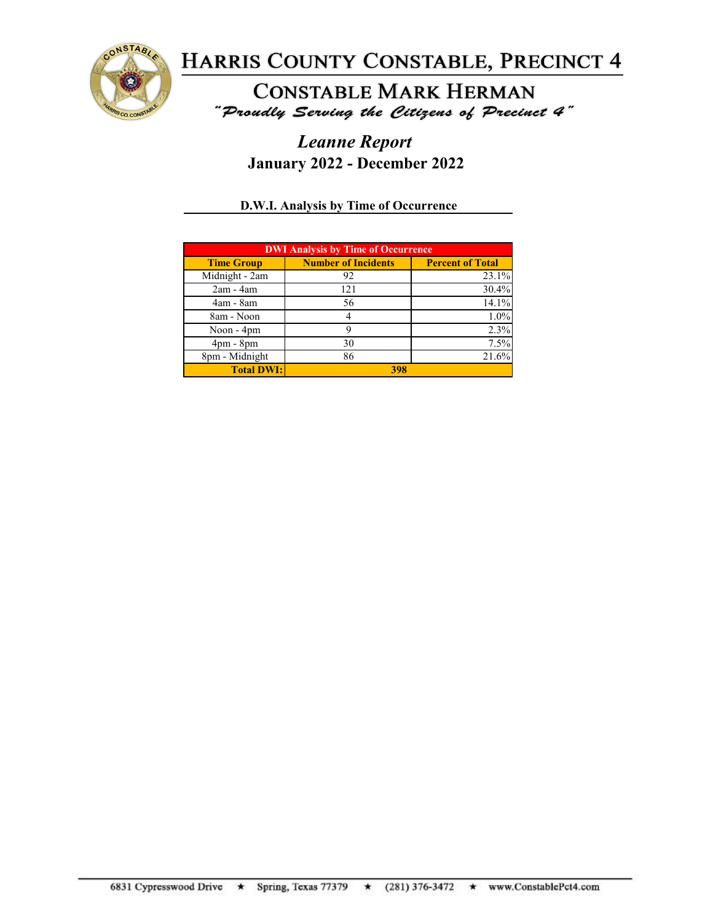# Harris County Constable, Precinct 4

## Constable Mark Herman

*"Proudly Serving the Citizens of Precinct 4"*

## *Leanne Report*

### January 2022 - December 2022

**D.W.I. Analysis by Time of Occurrence**

| DWI Analysis by Time of Occurrence | | |
|---|---|---|
| **Time Group** | **Number of Incidents** | **Percent of Total** |
| Midnight - 2am | 92 | 23.1% |
| 2am - 4am | 121 | 30.4% |
| 4am - 8am | 56 | 14.1% |
| 8am - Noon | 4 | 1.0% |
| Noon - 4pm | 9 | 2.3% |
| 4pm - 8pm | 30 | 7.5% |
| 8pm - Midnight | 86 | 21.6% |
| **Total DWI:** | **398** | |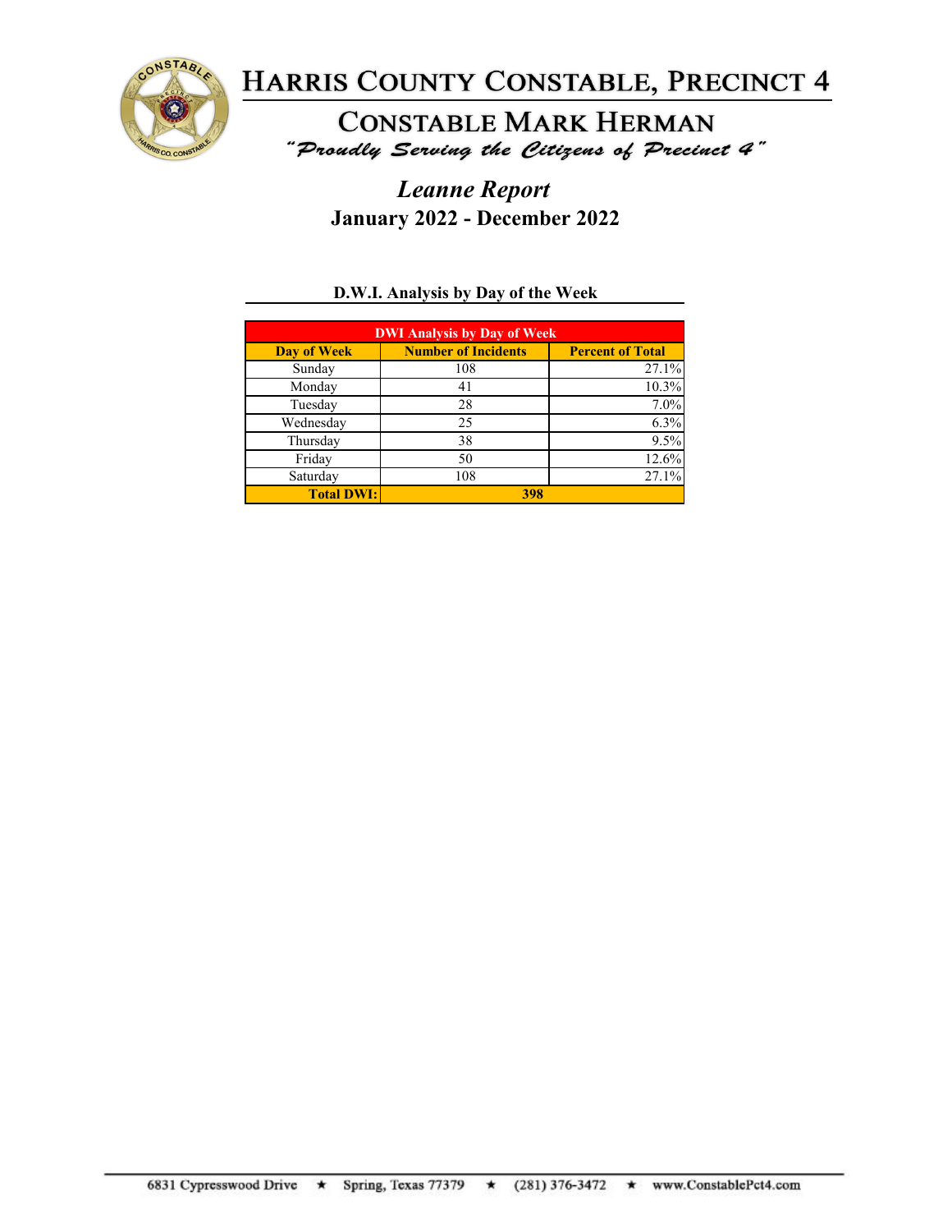# Harris County Constable, Precinct 4

## Constable Mark Herman

*"Proudly Serving the Citizens of Precinct 4"*

## *Leanne Report*

## January 2022 - December 2022

### D.W.I. Analysis by Day of the Week

| DWI Analysis by Day of Week | | |
|---|---|---|
| **Day of Week** | **Number of Incidents** | **Percent of Total** |
| Sunday | 108 | 27.1% |
| Monday | 41 | 10.3% |
| Tuesday | 28 | 7.0% |
| Wednesday | 25 | 6.3% |
| Thursday | 38 | 9.5% |
| Friday | 50 | 12.6% |
| Saturday | 108 | 27.1% |
| **Total DWI:** | **398** | |

6831 Cypresswood Drive ★ Spring, Texas 77379 ★ (281) 376-3472 ★ www.ConstablePct4.com